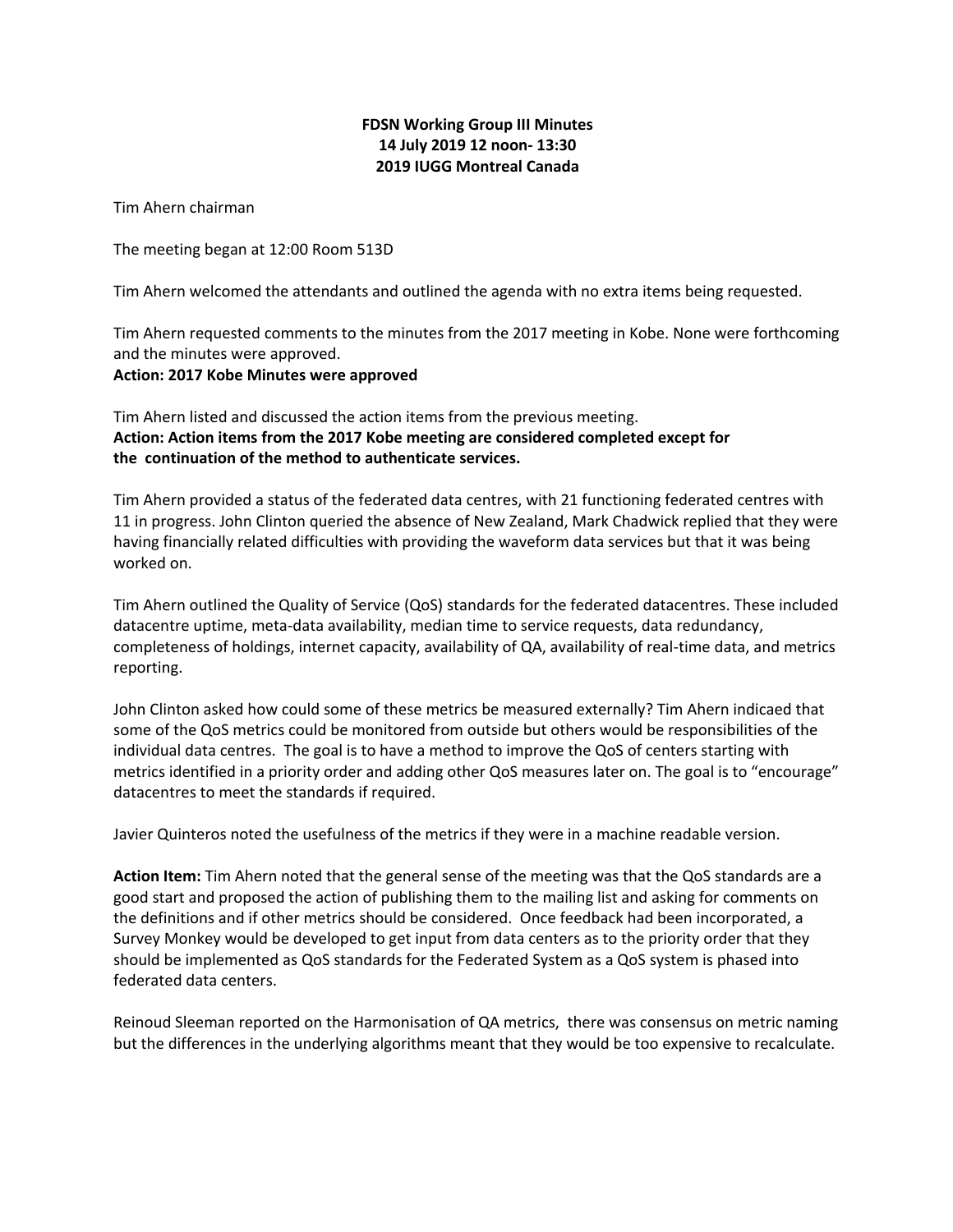**FDSN Working Group III Minutes**
**14 July 2019 12 noon- 13:30**
**2019 IUGG Montreal Canada**

Tim Ahern chairman

The meeting began at 12:00 Room 513D

Tim Ahern welcomed the attendants and outlined the agenda with no extra items being requested.

Tim Ahern requested comments to the minutes from the 2017 meeting in Kobe. None were forthcoming and the minutes were approved.
**Action: 2017 Kobe Minutes were approved**

Tim Ahern listed and discussed the action items from the previous meeting.
**Action: Action items from the 2017 Kobe meeting are considered completed except for the continuation of the method to authenticate services.**

Tim Ahern provided a status of the federated data centres, with 21 functioning federated centres with 11 in progress. John Clinton queried the absence of New Zealand, Mark Chadwick replied that they were having financially related difficulties with providing the waveform data services but that it was being worked on.

Tim Ahern outlined the Quality of Service (QoS) standards for the federated datacentres. These included datacentre uptime, meta-data availability, median time to service requests, data redundancy, completeness of holdings, internet capacity, availability of QA, availability of real-time data, and metrics reporting.

John Clinton asked how could some of these metrics be measured externally? Tim Ahern indicaed that some of the QoS metrics could be monitored from outside but others would be responsibilities of the individual data centres. The goal is to have a method to improve the QoS of centers starting with metrics identified in a priority order and adding other QoS measures later on. The goal is to "encourage" datacentres to meet the standards if required.

Javier Quinteros noted the usefulness of the metrics if they were in a machine readable version.

**Action Item:** Tim Ahern noted that the general sense of the meeting was that the QoS standards are a good start and proposed the action of publishing them to the mailing list and asking for comments on the definitions and if other metrics should be considered. Once feedback had been incorporated, a Survey Monkey would be developed to get input from data centers as to the priority order that they should be implemented as QoS standards for the Federated System as a QoS system is phased into federated data centers.

Reinoud Sleeman reported on the Harmonisation of QA metrics, there was consensus on metric naming but the differences in the underlying algorithms meant that they would be too expensive to recalculate.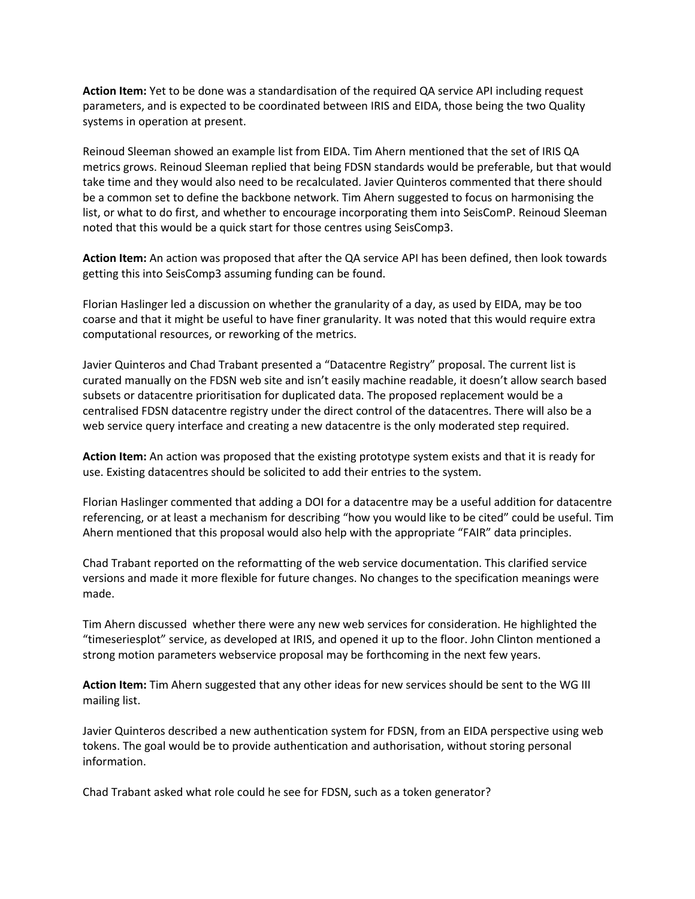**Action Item:** Yet to be done was a standardisation of the required QA service API including request parameters, and is expected to be coordinated between IRIS and EIDA, those being the two Quality systems in operation at present.

Reinoud Sleeman showed an example list from EIDA. Tim Ahern mentioned that the set of IRIS QA metrics grows. Reinoud Sleeman replied that being FDSN standards would be preferable, but that would take time and they would also need to be recalculated. Javier Quinteros commented that there should be a common set to define the backbone network. Tim Ahern suggested to focus on harmonising the list, or what to do first, and whether to encourage incorporating them into SeisComP. Reinoud Sleeman noted that this would be a quick start for those centres using SeisComp3.

**Action Item:** An action was proposed that after the QA service API has been defined, then look towards getting this into SeisComp3 assuming funding can be found.

Florian Haslinger led a discussion on whether the granularity of a day, as used by EIDA, may be too coarse and that it might be useful to have finer granularity. It was noted that this would require extra computational resources, or reworking of the metrics.

Javier Quinteros and Chad Trabant presented a "Datacentre Registry" proposal. The current list is curated manually on the FDSN web site and isn't easily machine readable, it doesn't allow search based subsets or datacentre prioritisation for duplicated data. The proposed replacement would be a centralised FDSN datacentre registry under the direct control of the datacentres. There will also be a web service query interface and creating a new datacentre is the only moderated step required.

**Action Item:** An action was proposed that the existing prototype system exists and that it is ready for use. Existing datacentres should be solicited to add their entries to the system.

Florian Haslinger commented that adding a DOI for a datacentre may be a useful addition for datacentre referencing, or at least a mechanism for describing "how you would like to be cited" could be useful. Tim Ahern mentioned that this proposal would also help with the appropriate "FAIR" data principles.

Chad Trabant reported on the reformatting of the web service documentation. This clarified service versions and made it more flexible for future changes. No changes to the specification meanings were made.

Tim Ahern discussed whether there were any new web services for consideration. He highlighted the "timeseriesplot" service, as developed at IRIS, and opened it up to the floor. John Clinton mentioned a strong motion parameters webservice proposal may be forthcoming in the next few years.

**Action Item:** Tim Ahern suggested that any other ideas for new services should be sent to the WG III mailing list.

Javier Quinteros described a new authentication system for FDSN, from an EIDA perspective using web tokens. The goal would be to provide authentication and authorisation, without storing personal information.

Chad Trabant asked what role could he see for FDSN, such as a token generator?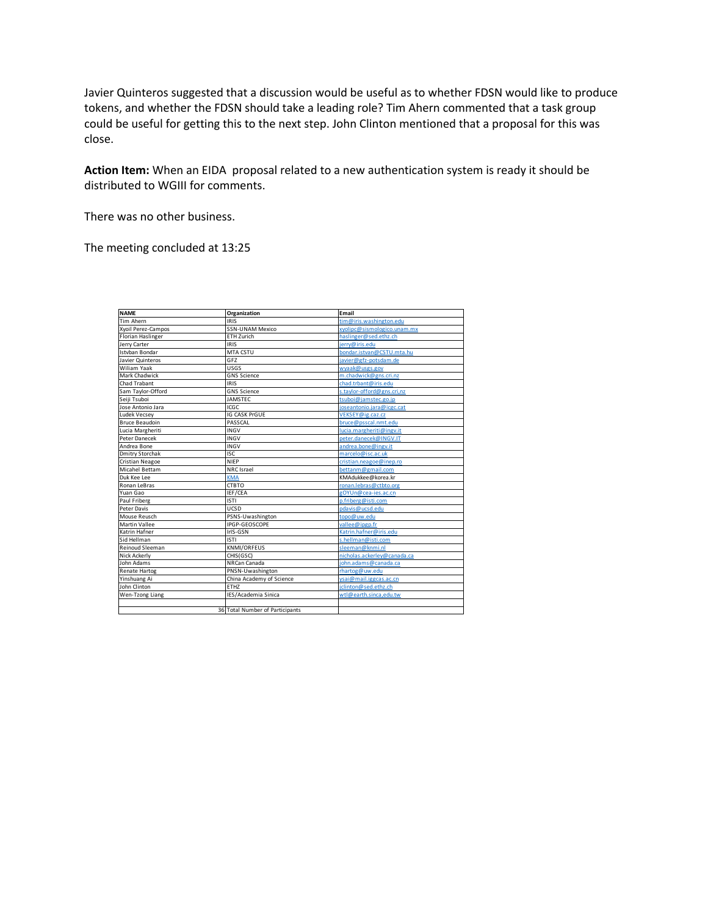Javier Quinteros suggested that a discussion would be useful as to whether FDSN would like to produce tokens, and whether the FDSN should take a leading role? Tim Ahern commented that a task group could be useful for getting this to the next step. John Clinton mentioned that a proposal for this was close.

**Action Item:** When an EIDA proposal related to a new authentication system is ready it should be distributed to WGIII for comments.

There was no other business.

The meeting concluded at 13:25

| NAME | Organization | Email |
| --- | --- | --- |
| Tim Ahern | IRIS | tim@iris.washington.edu |
| Xyoil Perez-Campos | SSN-UNAM Mexico | xyolipc@sismologico.unam.mx |
| Florian Haslinger | ETH Zurich | haslinger@sed.ethz.ch |
| Jerry Carter | IRIS | jerry@iris.edu |
| Istvban Bondar | MTA CSTU | bondar.istvan@CSTU.mta.hu |
| Javier Quinteros | GFZ | javier@gfz-potsdam.de |
| William Yaak | USGS | wyaak@usgs.gov |
| Mark Chadwick | GNS Science | m.chadwick@gns.cri.nz |
| Chad Trabant | IRIS | chad.trbant@iris.edu |
| Sam Taylor-Offord | GNS Science | s.taylor-offord@gns.cri.nz |
| Seiji Tsuboi | JAMSTEC | tsuboi@jamstec.go.jp |
| Jose Antonio Jara | ICGC | joseantonio.jara@icgc.cat |
| Ludek Vecsey | IG CASK PrGUE | VEKSEY@ig.caz.cz |
| Bruce Beaudoin | PASSCAL | bruce@psscal.nmt.edu |
| Lucia Margheriti | INGV | lucia.margheriti@ingv.it |
| Peter Danecek | INGV | peter.danecek@INGV.IT |
| Andrea Bone | INGV | andrea.bone@ingv.it |
| Dmitry Storchak | ISC | marcelo@isc.ac.uk |
| Cristian Neagoe | NIEP | cristian.neagoe@inep.ro |
| Micahel Bettam | NRC Israel | bettanm@gmail.com |
| Duk Kee Lee | KMA | KMAdukkee@korea.kr |
| Ronan LeBras | CTBTO | ronan.lebras@ctbto.org |
| Yuan Gao | IEF/CEA | gOYUn@cea-ies.ac.cn |
| Paul Friberg | ISTI | p.friberg@isti.com |
| Peter Davis | UCSD | pdavis@ucsd.edu |
| Mouse Reusch | PSNS-Uwashington | topo@uw.edu |
| Martin Vallee | IPGP-GEOSCOPE | vallee@ipgp.fr |
| Katrin Hafner | IrIS-GSN | Katrin.hafner@iris.edu |
| Sid Hellman | ISTI | s.hellman@isti.com |
| Reinoud Sleeman | KNMI/ORFEUS | sleeman@knmi.nl |
| Nick Ackerly | CHIS(GSC) | nicholas.ackerley@canada.ca |
| John Adams | NRCan Canada | john.adams@canada.ca |
| Renate Hartog | PNSN-Uwashington | rhartog@uw.edu |
| Yinshuang Ai | China Academy of Science | ysai@mail.iggcas.ac.cn |
| John Clinton | ETHZ | jclinton@sed.ethz.ch |
| Wen-Tzong Liang | IES/Academia Sinica | wtl@earth.sinca.edu.tw |
| | | |
| 36 | Total Number of Participants | |